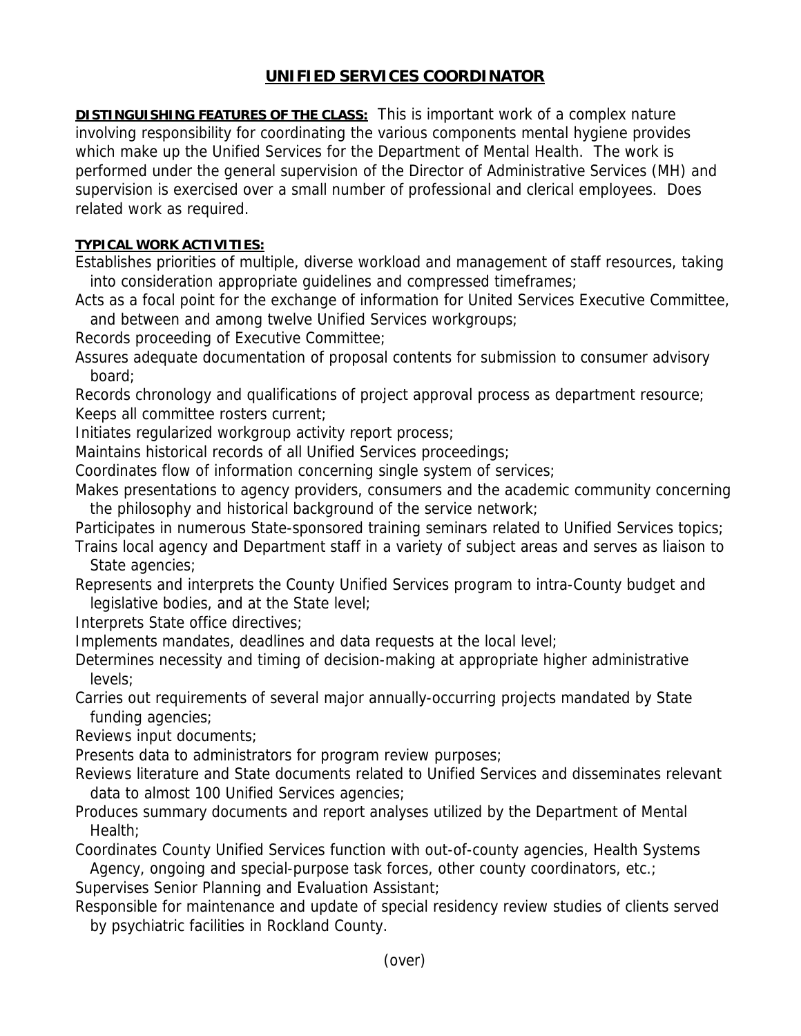# UNIFIED SERVICES COORDINATOR

**DISTINGUISHING FEATURES OF THE CLASS:** This is important work of a complex nature involving responsibility for coordinating the various components mental hygiene provides which make up the Unified Services for the Department of Mental Health. The work is performed under the general supervision of the Director of Administrative Services (MH) and supervision is exercised over a small number of professional and clerical employees. Does related work as required.

**TYPICAL WORK ACTIVITIES:**

Establishes priorities of multiple, diverse workload and management of staff resources, taking into consideration appropriate guidelines and compressed timeframes;

Acts as a focal point for the exchange of information for United Services Executive Committee, and between and among twelve Unified Services workgroups;

Records proceeding of Executive Committee;

Assures adequate documentation of proposal contents for submission to consumer advisory board;

Records chronology and qualifications of project approval process as department resource;

Keeps all committee rosters current;

Initiates regularized workgroup activity report process;

Maintains historical records of all Unified Services proceedings;

Coordinates flow of information concerning single system of services;

Makes presentations to agency providers, consumers and the academic community concerning the philosophy and historical background of the service network;

Participates in numerous State-sponsored training seminars related to Unified Services topics;

Trains local agency and Department staff in a variety of subject areas and serves as liaison to State agencies;

Represents and interprets the County Unified Services program to intra-County budget and legislative bodies, and at the State level;

Interprets State office directives;

Implements mandates, deadlines and data requests at the local level;

Determines necessity and timing of decision-making at appropriate higher administrative levels;

Carries out requirements of several major annually-occurring projects mandated by State funding agencies;

Reviews input documents;

Presents data to administrators for program review purposes;

Reviews literature and State documents related to Unified Services and disseminates relevant data to almost 100 Unified Services agencies;

Produces summary documents and report analyses utilized by the Department of Mental Health;

Coordinates County Unified Services function with out-of-county agencies, Health Systems Agency, ongoing and special-purpose task forces, other county coordinators, etc.;

Supervises Senior Planning and Evaluation Assistant;

Responsible for maintenance and update of special residency review studies of clients served by psychiatric facilities in Rockland County.

(over)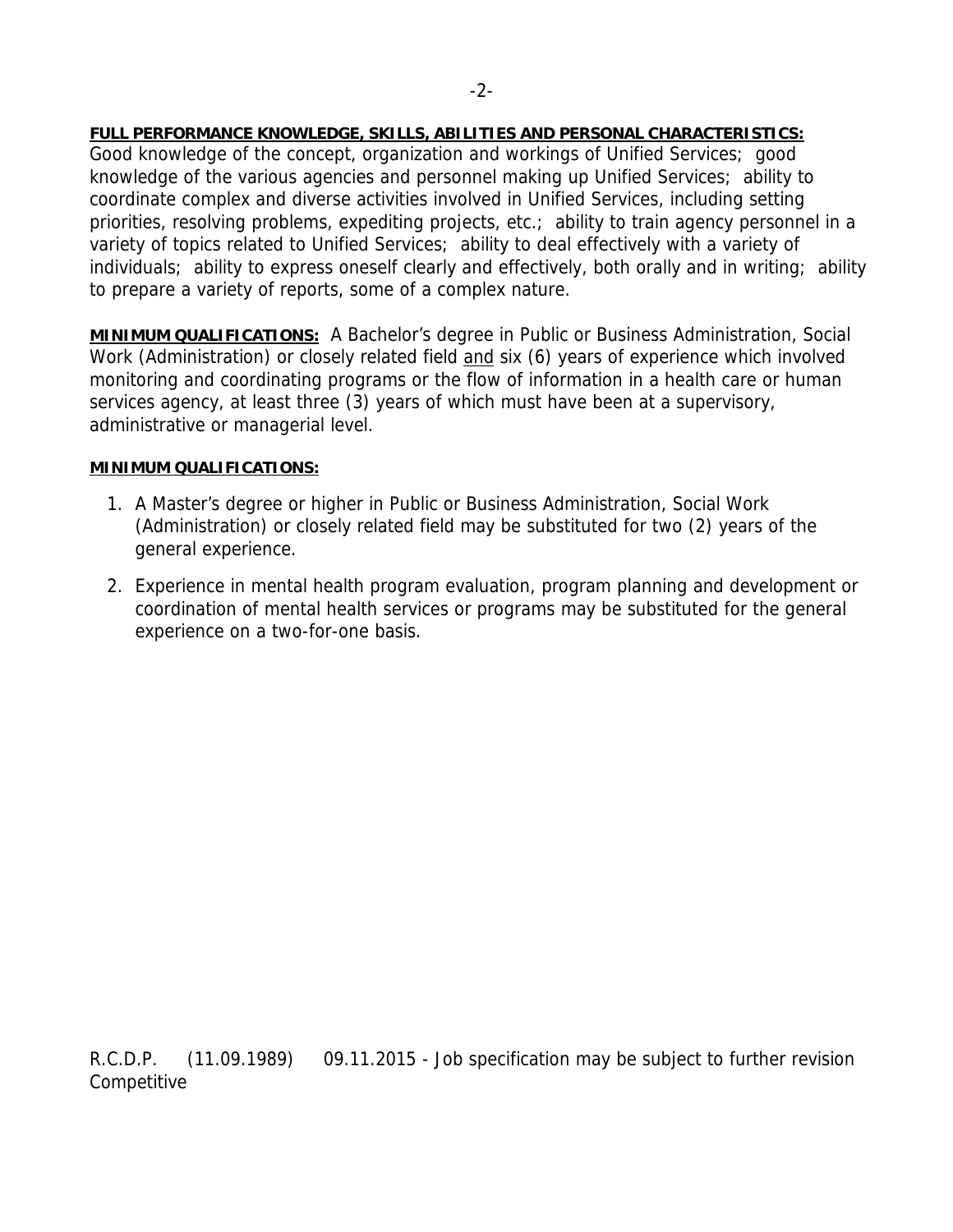**FULL PERFORMANCE KNOWLEDGE, SKILLS, ABILITIES AND PERSONAL CHARACTERISTICS:** Good knowledge of the concept, organization and workings of Unified Services; good knowledge of the various agencies and personnel making up Unified Services; ability to coordinate complex and diverse activities involved in Unified Services, including setting priorities, resolving problems, expediting projects, etc.; ability to train agency personnel in a variety of topics related to Unified Services; ability to deal effectively with a variety of individuals; ability to express oneself clearly and effectively, both orally and in writing; ability to prepare a variety of reports, some of a complex nature.

**MINIMUM QUALIFICATIONS:** A Bachelor's degree in Public or Business Administration, Social Work (Administration) or closely related field and six (6) years of experience which involved monitoring and coordinating programs or the flow of information in a health care or human services agency, at least three (3) years of which must have been at a supervisory, administrative or managerial level.

**MINIMUM QUALIFICATIONS:**

1. A Master's degree or higher in Public or Business Administration, Social Work (Administration) or closely related field may be substituted for two (2) years of the general experience.
2. Experience in mental health program evaluation, program planning and development or coordination of mental health services or programs may be substituted for the general experience on a two-for-one basis.

R.C.D.P. (11.09.1989) 09.11.2015 - Job specification may be subject to further revision
Competitive